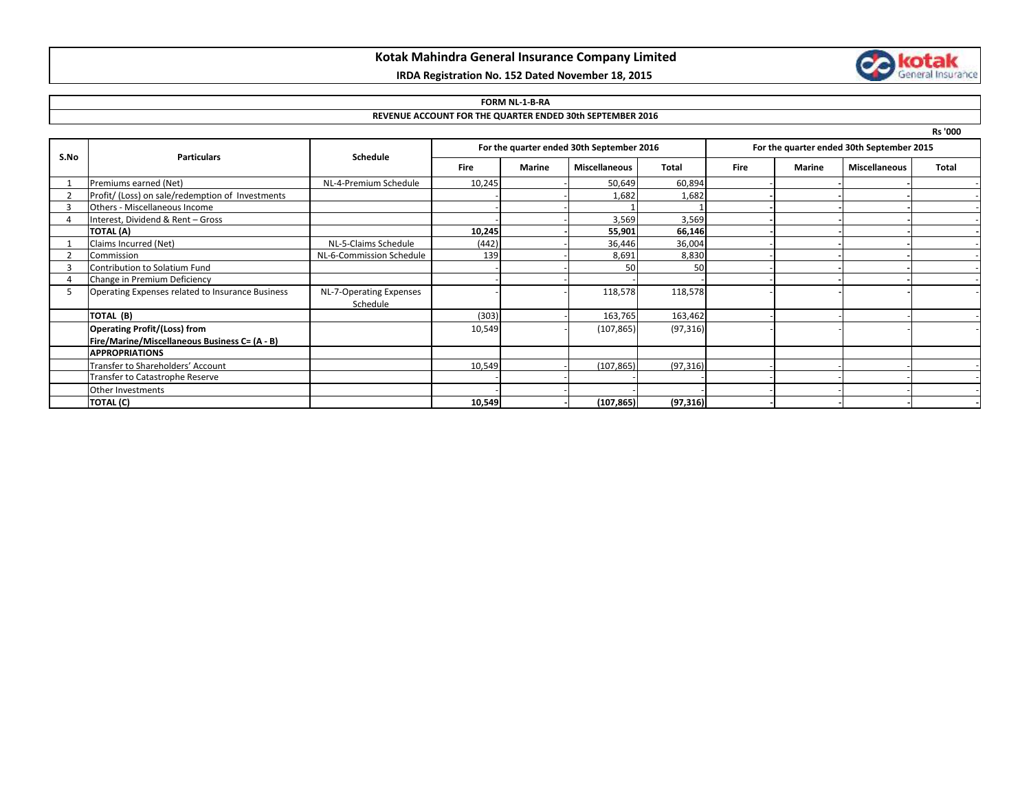# Kotak Mahindra General Insurance Company Limited

**IRDA Registration No. 152 Dated November 18, 2015**

**FORM NL-1-B-RA**

**REVENUE ACCOUNT FOR THE QUARTER ENDED 30th SEPTEMBER 2016**

Rs '000

| S.No | Particulars | Schedule | For the quarter ended 30th September 2016 | | | | For the quarter ended 30th September 2015 | | | |
|---|---|---|---|---|---|---|---|---|---|---|
| | | | Fire | Marine | Miscellaneous | Total | Fire | Marine | Miscellaneous | Total |
| 1 | Premiums earned (Net) | NL-4-Premium Schedule | 10,245 | - | 50,649 | 60,894 | - | - | - | - |
| 2 | Profit/ (Loss) on sale/redemption of Investments | | - | - | 1,682 | 1,682 | - | - | - | - |
| 3 | Others - Miscellaneous Income | | - | - | 1 | 1 | - | - | - | - |
| 4 | Interest, Dividend & Rent – Gross | | - | - | 3,569 | 3,569 | - | - | - | - |
| | **TOTAL (A)** | | **10,245** | **-** | **55,901** | **66,146** | **-** | **-** | **-** | **-** |
| 1 | Claims Incurred (Net) | NL-5-Claims Schedule | (442) | - | 36,446 | 36,004 | - | - | - | - |
| 2 | Commission | NL-6-Commission Schedule | 139 | - | 8,691 | 8,830 | - | - | - | - |
| 3 | Contribution to Solatium Fund | | - | - | 50 | 50 | - | - | - | - |
| 4 | Change in Premium Deficiency | | - | - | - | - | - | - | - | - |
| 5 | Operating Expenses related to Insurance Business | NL-7-Operating Expenses Schedule | - | - | 118,578 | 118,578 | - | - | - | - |
| | **TOTAL (B)** | | (303) | - | 163,765 | 163,462 | - | - | - | - |
| | **Operating Profit/(Loss) from Fire/Marine/Miscellaneous Business C= (A - B)** | | 10,549 | - | (107,865) | (97,316) | - | - | - | - |
| | **APPROPRIATIONS** | | | | | | | | | |
| | Transfer to Shareholders' Account | | 10,549 | - | (107,865) | (97,316) | - | - | - | - |
| | Transfer to Catastrophe Reserve | | - | - | - | - | - | - | - | - |
| | Other Investments | | - | - | - | - | - | - | - | - |
| | **TOTAL (C)** | | **10,549** | **-** | **(107,865)** | **(97,316)** | **-** | **-** | **-** | **-** |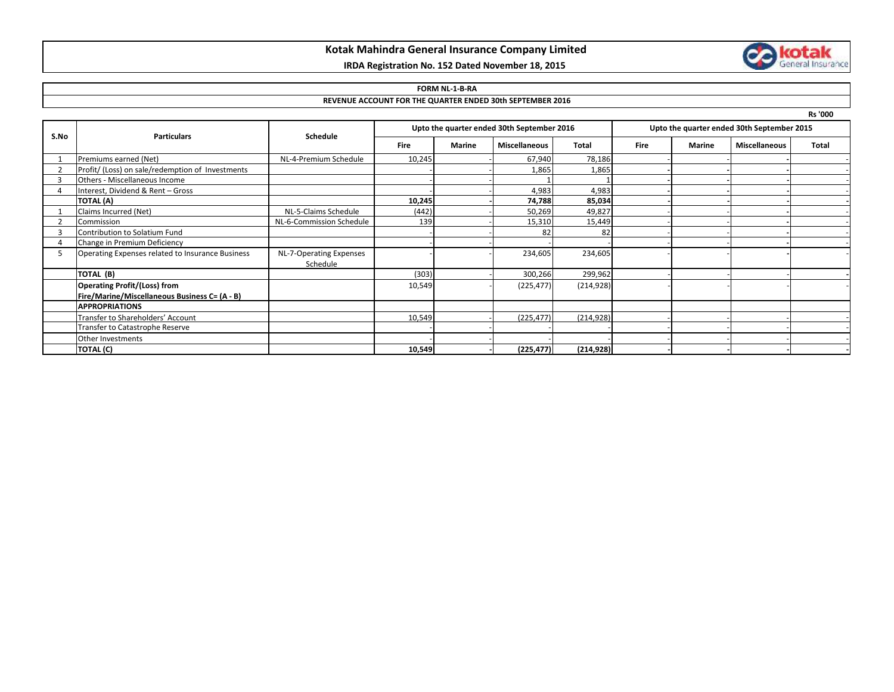# Kotak Mahindra General Insurance Company Limited

**IRDA Registration No. 152 Dated November 18, 2015**

**FORM NL-1-B-RA**

**REVENUE ACCOUNT FOR THE QUARTER ENDED 30th SEPTEMBER 2016**

Rs '000

| S.No | Particulars | Schedule | Upto the quarter ended 30th September 2016 | | | | Upto the quarter ended 30th September 2015 | | | |
|---|---|---|---|---|---|---|---|---|---|---|
| | | | Fire | Marine | Miscellaneous | Total | Fire | Marine | Miscellaneous | Total |
| 1 | Premiums earned (Net) | NL-4-Premium Schedule | 10,245 | - | 67,940 | 78,186 | - | - | - | - |
| 2 | Profit/ (Loss) on sale/redemption of Investments | | - | - | 1,865 | 1,865 | - | - | - | - |
| 3 | Others - Miscellaneous Income | | - | - | 1 | 1 | - | - | - | - |
| 4 | Interest, Dividend & Rent – Gross | | - | - | 4,983 | 4,983 | - | - | - | - |
| | **TOTAL (A)** | | **10,245** | **-** | **74,788** | **85,034** | **-** | **-** | **-** | **-** |
| 1 | Claims Incurred (Net) | NL-5-Claims Schedule | (442) | - | 50,269 | 49,827 | - | - | - | - |
| 2 | Commission | NL-6-Commission Schedule | 139 | - | 15,310 | 15,449 | - | - | - | - |
| 3 | Contribution to Solatium Fund | | - | - | 82 | 82 | - | - | - | - |
| 4 | Change in Premium Deficiency | | - | - | - | - | - | - | - | - |
| 5 | Operating Expenses related to Insurance Business | NL-7-Operating Expenses Schedule | - | - | 234,605 | 234,605 | - | - | - | - |
| | **TOTAL (B)** | | (303) | - | 300,266 | 299,962 | - | - | - | - |
| | **Operating Profit/(Loss) from Fire/Marine/Miscellaneous Business C= (A - B)** | | 10,549 | - | (225,477) | (214,928) | - | - | - | - |
| | **APPROPRIATIONS** | | | | | | | | | |
| | Transfer to Shareholders' Account | | 10,549 | - | (225,477) | (214,928) | - | - | - | - |
| | Transfer to Catastrophe Reserve | | - | - | - | - | - | - | - | - |
| | Other Investments | | - | - | - | - | - | - | - | - |
| | **TOTAL (C)** | | **10,549** | **-** | **(225,477)** | **(214,928)** | **-** | **-** | **-** | **-** |